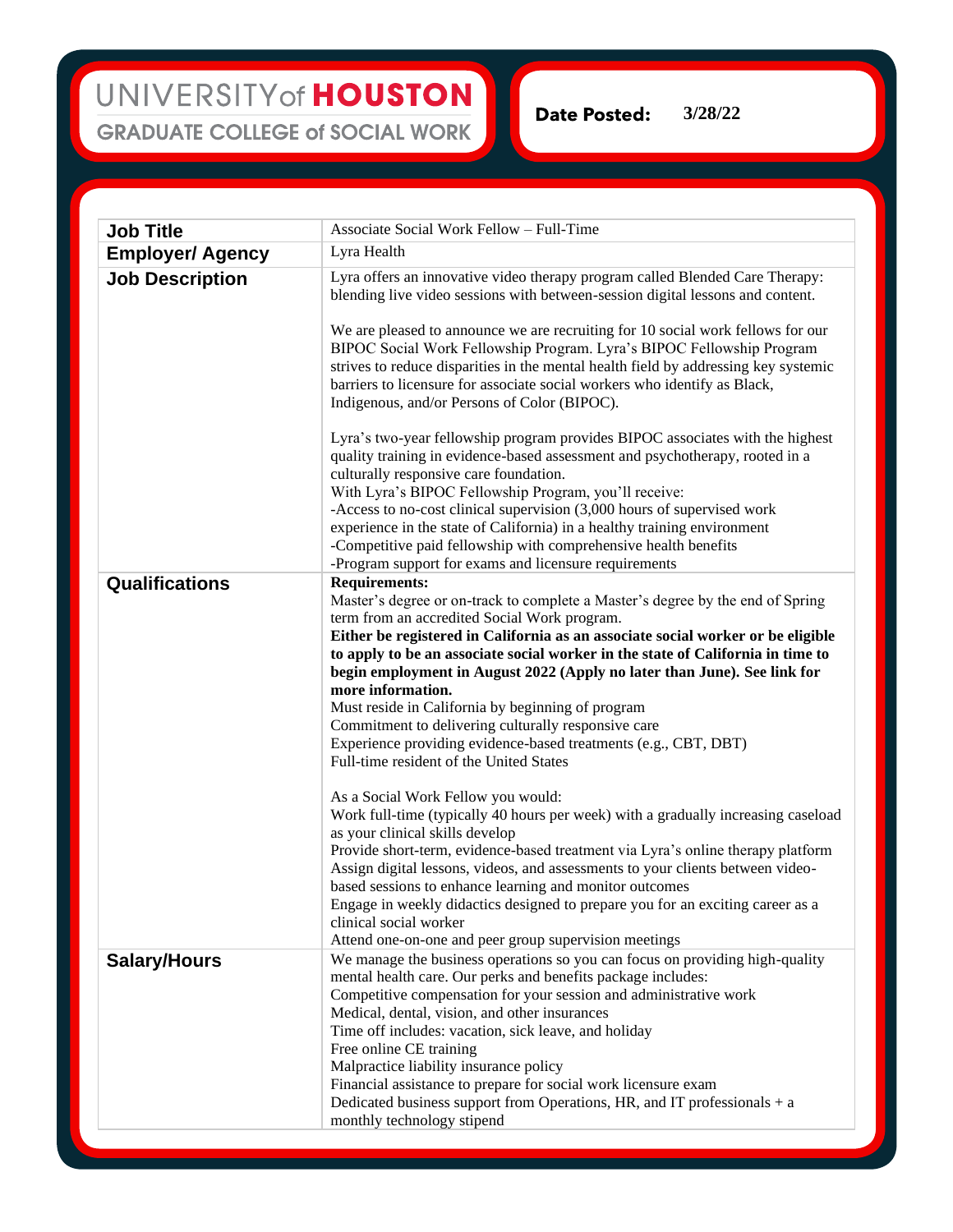UNIVERSITY of HOUSTON
GRADUATE COLLEGE of SOCIAL WORK

**Date Posted:** 3/28/22

| | |
|---|---|
| **Job Title** | Associate Social Work Fellow – Full-Time |
| **Employer/ Agency** | Lyra Health |
| **Job Description** | Lyra offers an innovative video therapy program called Blended Care Therapy: blending live video sessions with between-session digital lessons and content.<br><br>We are pleased to announce we are recruiting for 10 social work fellows for our BIPOC Social Work Fellowship Program. Lyra's BIPOC Fellowship Program strives to reduce disparities in the mental health field by addressing key systemic barriers to licensure for associate social workers who identify as Black, Indigenous, and/or Persons of Color (BIPOC).<br><br>Lyra's two-year fellowship program provides BIPOC associates with the highest quality training in evidence-based assessment and psychotherapy, rooted in a culturally responsive care foundation.<br>With Lyra's BIPOC Fellowship Program, you'll receive:<br>-Access to no-cost clinical supervision (3,000 hours of supervised work experience in the state of California) in a healthy training environment<br>-Competitive paid fellowship with comprehensive health benefits<br>-Program support for exams and licensure requirements |
| **Qualifications** | **Requirements:**<br>Master's degree or on-track to complete a Master's degree by the end of Spring term from an accredited Social Work program.<br>**Either be registered in California as an associate social worker or be eligible to apply to be an associate social worker in the state of California in time to begin employment in August 2022 (Apply no later than June). See link for more information.**<br>Must reside in California by beginning of program<br>Commitment to delivering culturally responsive care<br>Experience providing evidence-based treatments (e.g., CBT, DBT)<br>Full-time resident of the United States<br><br>As a Social Work Fellow you would:<br>Work full-time (typically 40 hours per week) with a gradually increasing caseload as your clinical skills develop<br>Provide short-term, evidence-based treatment via Lyra's online therapy platform<br>Assign digital lessons, videos, and assessments to your clients between video-based sessions to enhance learning and monitor outcomes<br>Engage in weekly didactics designed to prepare you for an exciting career as a clinical social worker<br>Attend one-on-one and peer group supervision meetings |
| **Salary/Hours** | We manage the business operations so you can focus on providing high-quality mental health care. Our perks and benefits package includes:<br>Competitive compensation for your session and administrative work<br>Medical, dental, vision, and other insurances<br>Time off includes: vacation, sick leave, and holiday<br>Free online CE training<br>Malpractice liability insurance policy<br>Financial assistance to prepare for social work licensure exam<br>Dedicated business support from Operations, HR, and IT professionals + a monthly technology stipend |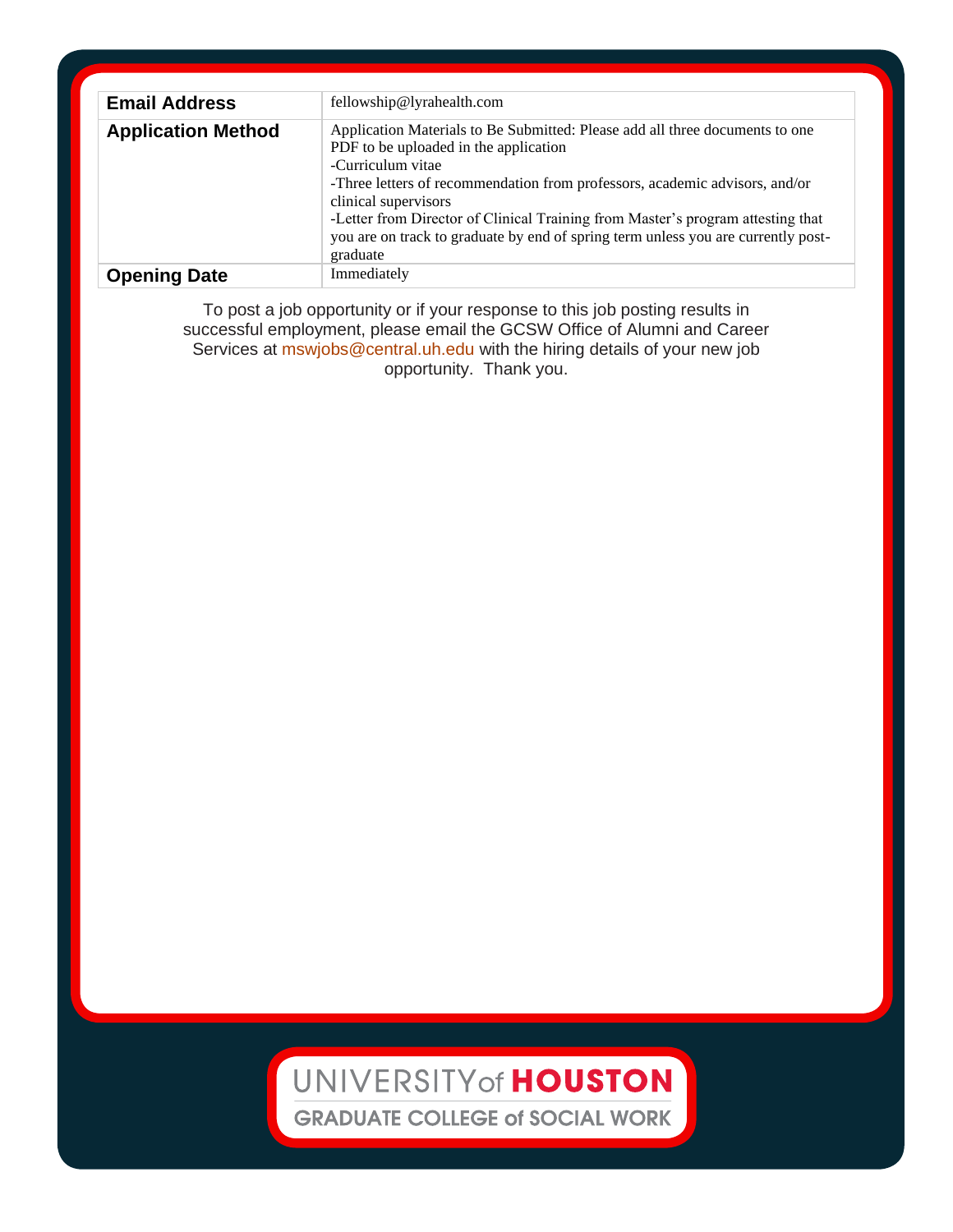| | |
|---|---|
| **Email Address** | fellowship@lyrahealth.com |
| **Application Method** | Application Materials to Be Submitted: Please add all three documents to one PDF to be uploaded in the application<br>-Curriculum vitae<br>-Three letters of recommendation from professors, academic advisors, and/or clinical supervisors<br>-Letter from Director of Clinical Training from Master's program attesting that you are on track to graduate by end of spring term unless you are currently post-graduate |
| **Opening Date** | Immediately |

To post a job opportunity or if your response to this job posting results in successful employment, please email the GCSW Office of Alumni and Career Services at mswjobs@central.uh.edu with the hiring details of your new job opportunity. Thank you.

UNIVERSITY of HOUSTON
GRADUATE COLLEGE of SOCIAL WORK